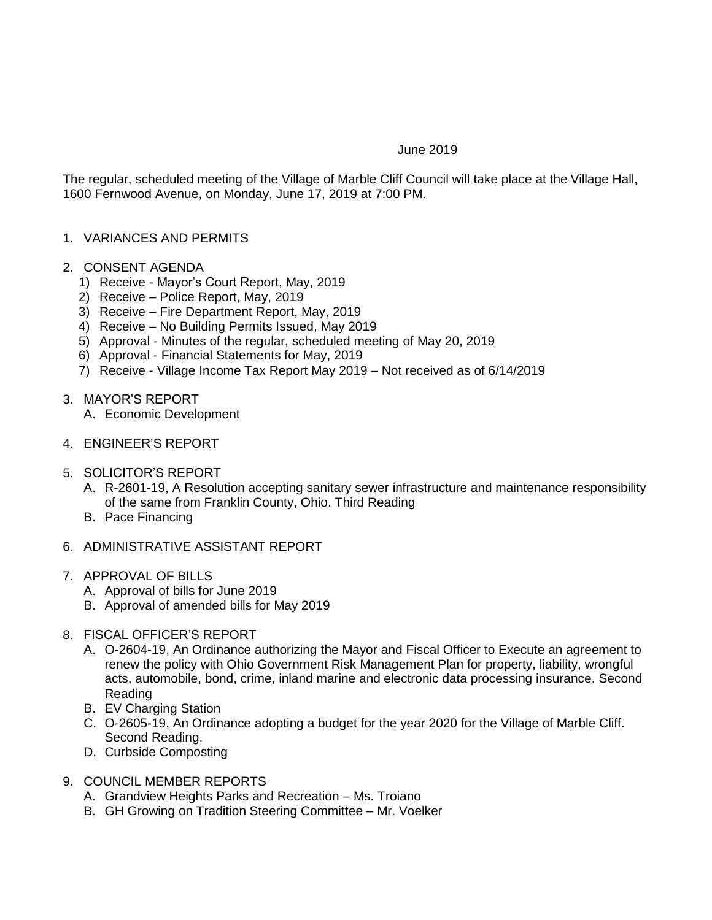June 2019

The regular, scheduled meeting of the Village of Marble Cliff Council will take place at the Village Hall, 1600 Fernwood Avenue, on Monday, June 17, 2019 at 7:00 PM.

1. VARIANCES AND PERMITS

2. CONSENT AGENDA
   1) Receive - Mayor's Court Report, May, 2019
   2) Receive – Police Report, May, 2019
   3) Receive – Fire Department Report, May, 2019
   4) Receive – No Building Permits Issued, May 2019
   5) Approval - Minutes of the regular, scheduled meeting of May 20, 2019
   6) Approval - Financial Statements for May, 2019
   7) Receive - Village Income Tax Report May 2019 – Not received as of 6/14/2019

3. MAYOR'S REPORT
   A. Economic Development

4. ENGINEER'S REPORT

5. SOLICITOR'S REPORT
   A. R-2601-19, A Resolution accepting sanitary sewer infrastructure and maintenance responsibility of the same from Franklin County, Ohio. Third Reading
   B. Pace Financing

6. ADMINISTRATIVE ASSISTANT REPORT

7. APPROVAL OF BILLS
   A. Approval of bills for June 2019
   B. Approval of amended bills for May 2019

8. FISCAL OFFICER'S REPORT
   A. O-2604-19, An Ordinance authorizing the Mayor and Fiscal Officer to Execute an agreement to renew the policy with Ohio Government Risk Management Plan for property, liability, wrongful acts, automobile, bond, crime, inland marine and electronic data processing insurance. Second Reading
   B. EV Charging Station
   C. O-2605-19, An Ordinance adopting a budget for the year 2020 for the Village of Marble Cliff. Second Reading.
   D. Curbside Composting

9. COUNCIL MEMBER REPORTS
   A. Grandview Heights Parks and Recreation – Ms. Troiano
   B. GH Growing on Tradition Steering Committee – Mr. Voelker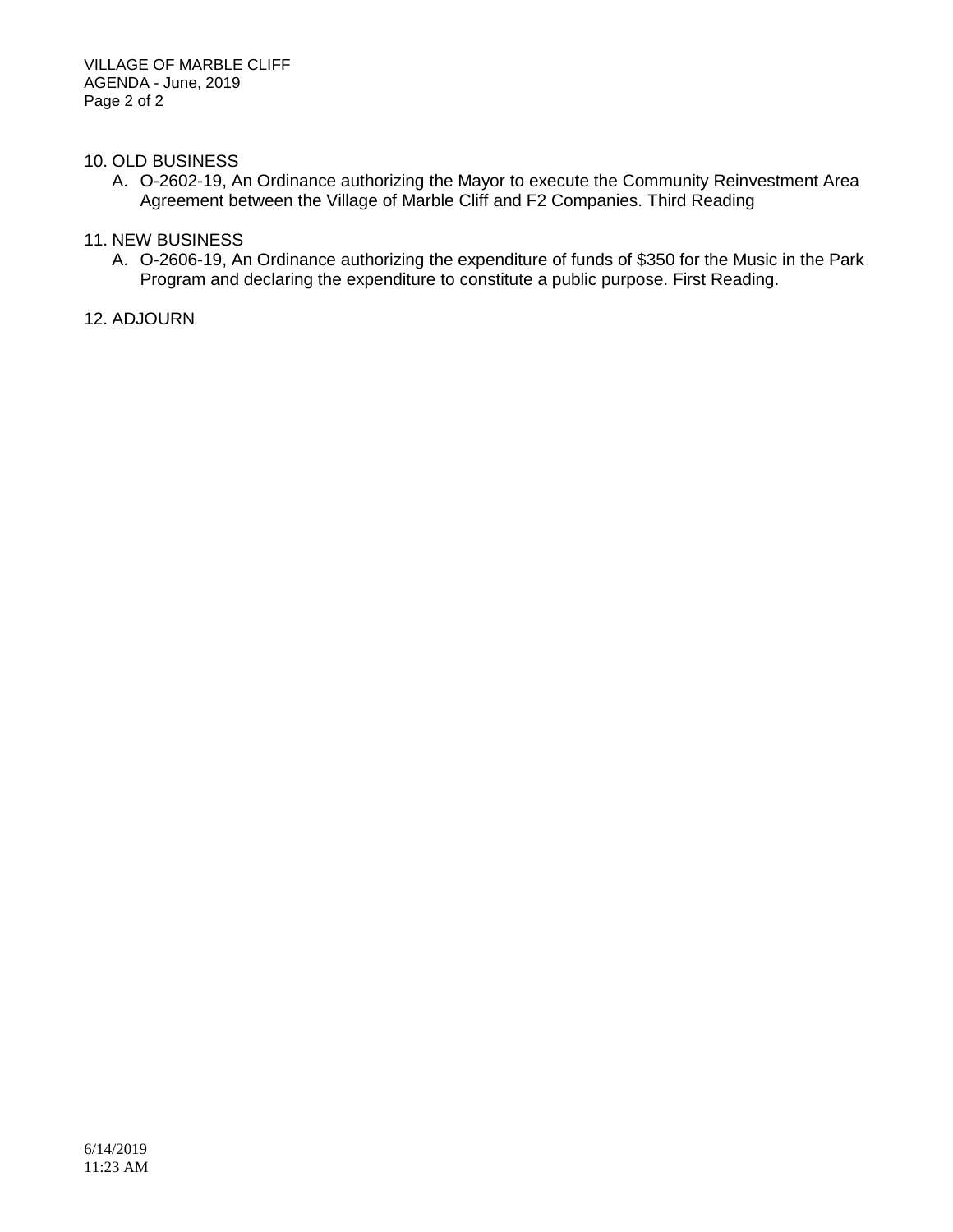10. OLD BUSINESS
    A. O-2602-19, An Ordinance authorizing the Mayor to execute the Community Reinvestment Area Agreement between the Village of Marble Cliff and F2 Companies. Third Reading

11. NEW BUSINESS
    A. O-2606-19, An Ordinance authorizing the expenditure of funds of $350 for the Music in the Park Program and declaring the expenditure to constitute a public purpose. First Reading.

12. ADJOURN

6/14/2019
11:23 AM